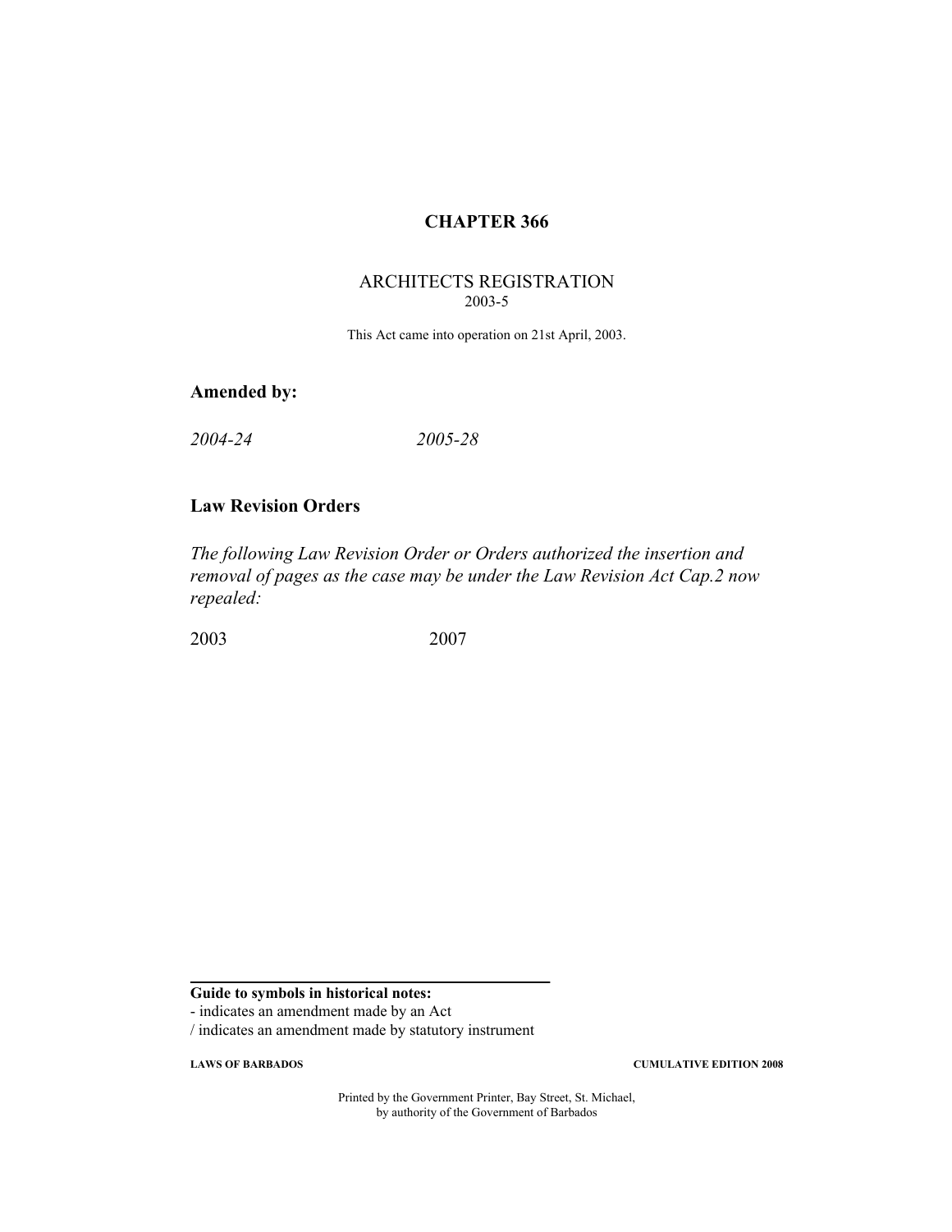# CHAPTER 366

ARCHITECTS REGISTRATION
2003-5

This Act came into operation on 21st April, 2003.

## Amended by:

*2004-24* *2005-28*

## Law Revision Orders

*The following Law Revision Order or Orders authorized the insertion and removal of pages as the case may be under the Law Revision Act Cap.2 now repealed:*

2003 2007

**Guide to symbols in historical notes:**

- indicates an amendment made by an Act

/ indicates an amendment made by statutory instrument

Printed by the Government Printer, Bay Street, St. Michael, by authority of the Government of Barbados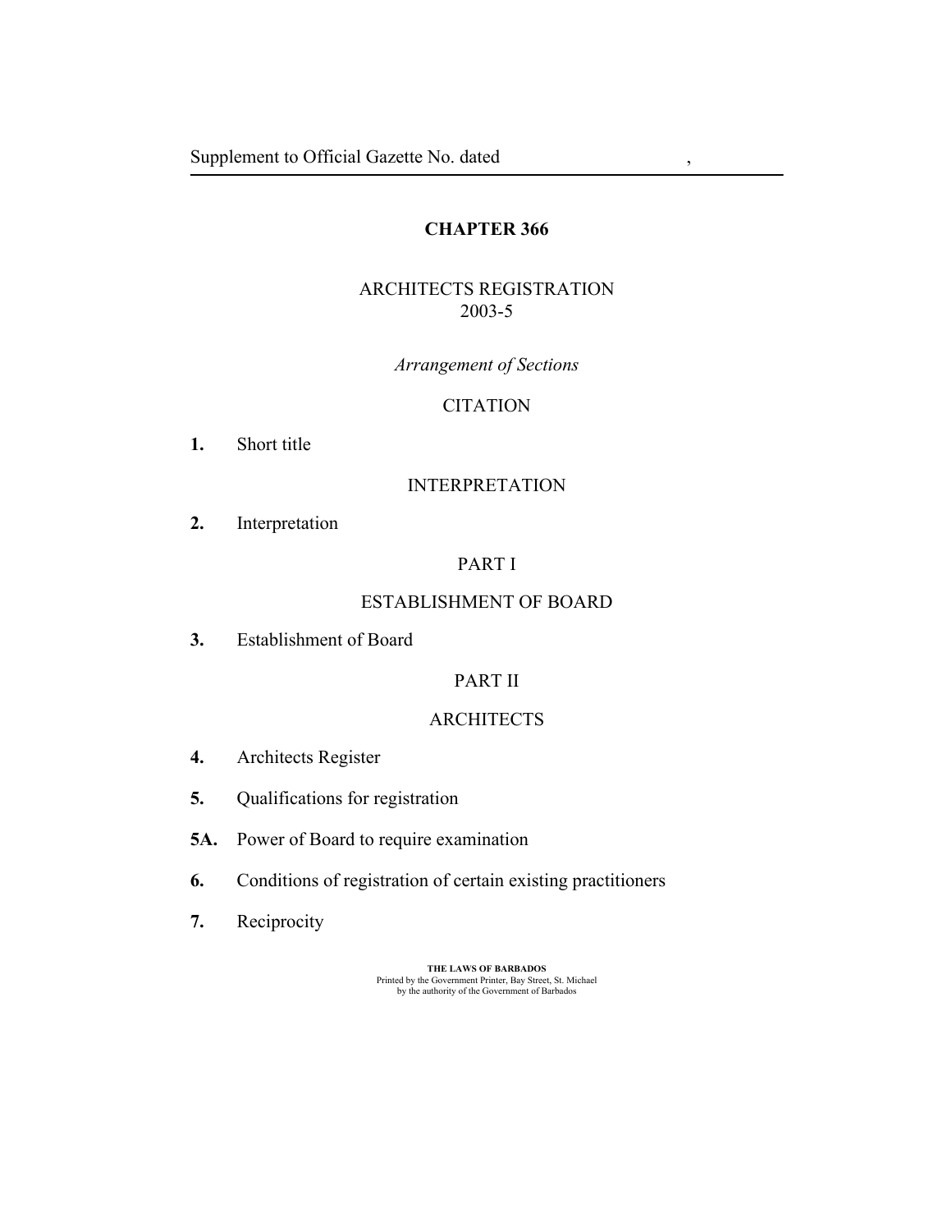# CHAPTER 366

## ARCHITECTS REGISTRATION
2003-5

*Arrangement of Sections*

CITATION

**1.** Short title

INTERPRETATION

**2.** Interpretation

PART I

ESTABLISHMENT OF BOARD

**3.** Establishment of Board

PART II

ARCHITECTS

**4.** Architects Register

**5.** Qualifications for registration

**5A.** Power of Board to require examination

**6.** Conditions of registration of certain existing practitioners

**7.** Reciprocity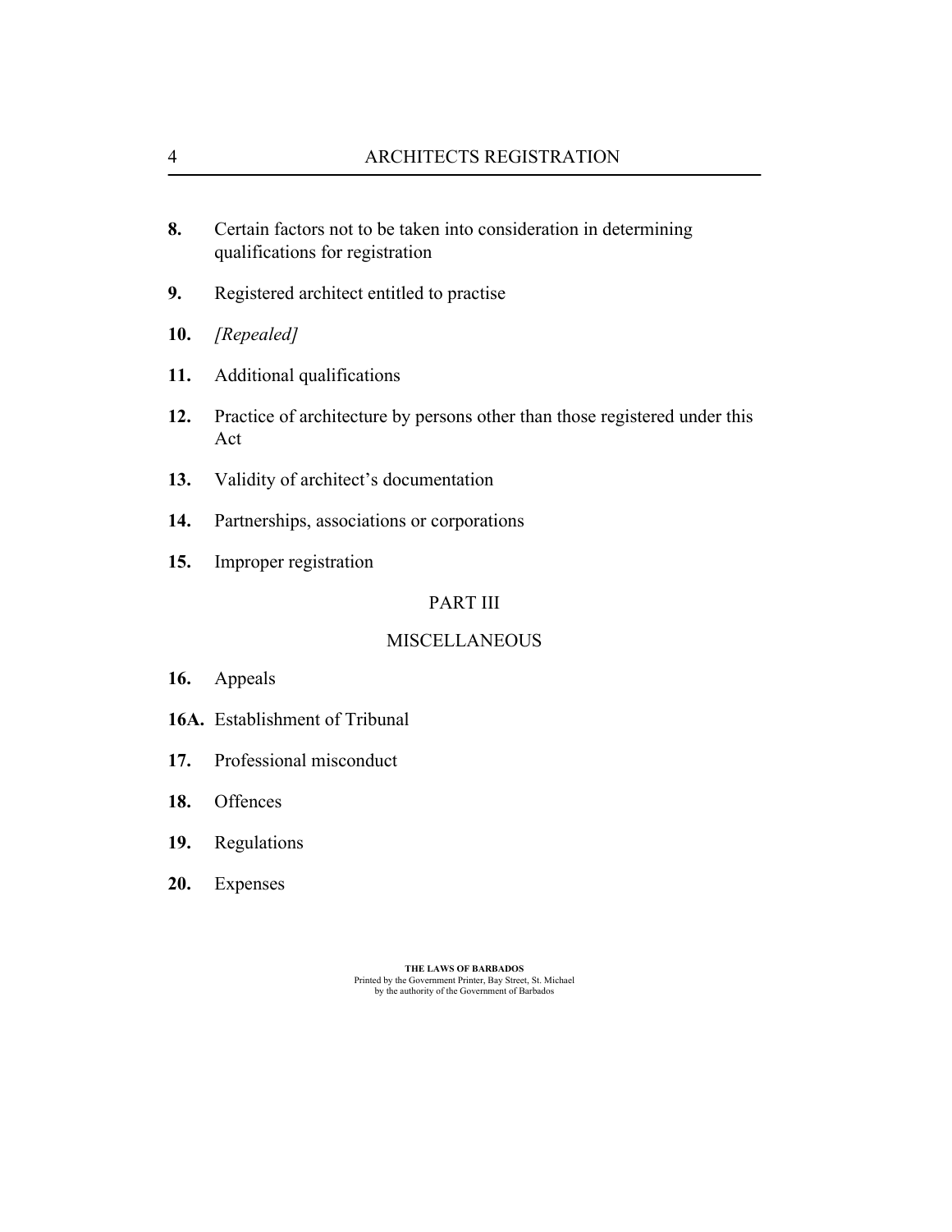**8.** Certain factors not to be taken into consideration in determining qualifications for registration

**9.** Registered architect entitled to practise

**10.** *[Repealed]*

**11.** Additional qualifications

**12.** Practice of architecture by persons other than those registered under this Act

**13.** Validity of architect's documentation

**14.** Partnerships, associations or corporations

**15.** Improper registration

PART III

MISCELLANEOUS

**16.** Appeals

**16A.** Establishment of Tribunal

**17.** Professional misconduct

**18.** Offences

**19.** Regulations

**20.** Expenses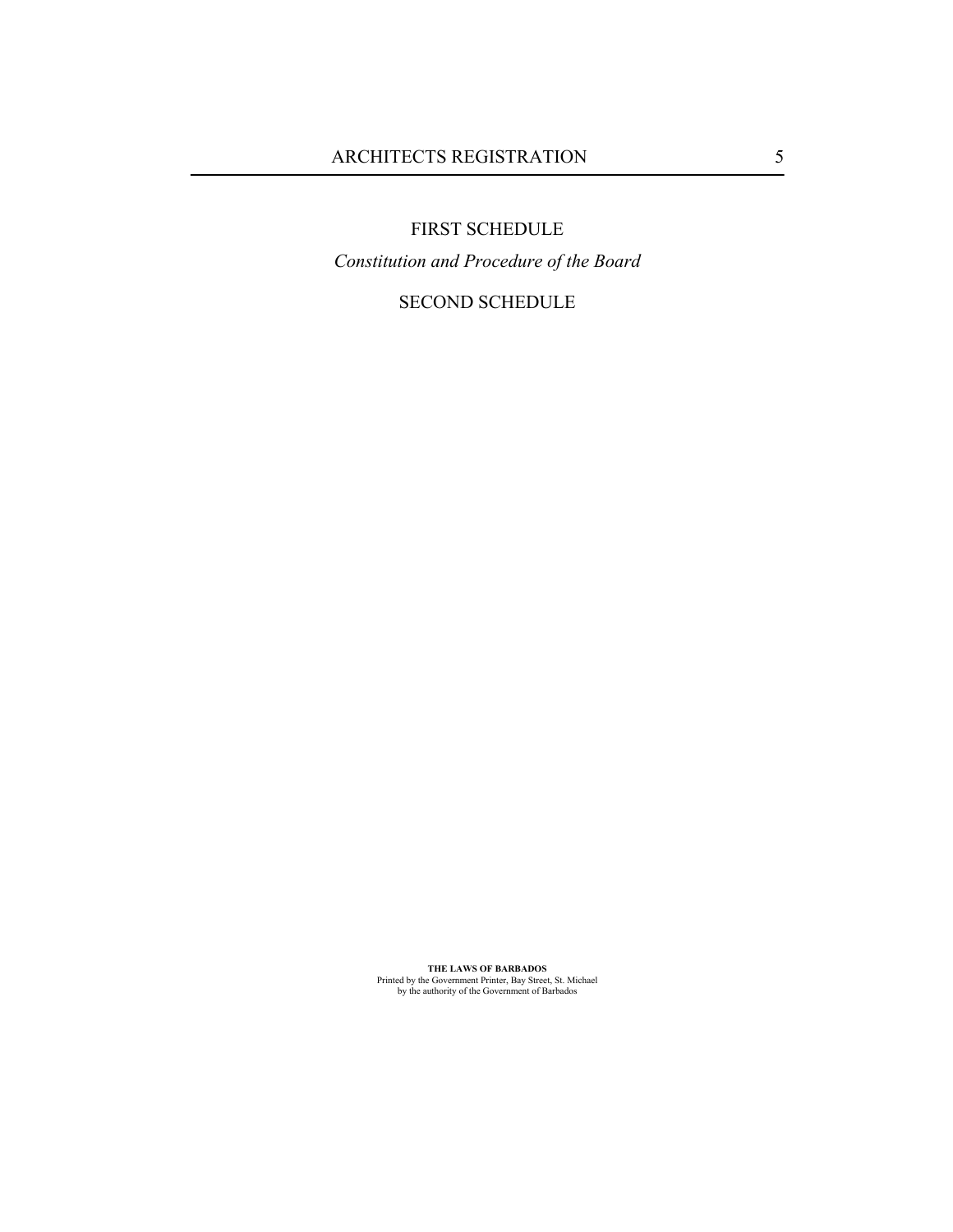FIRST SCHEDULE

*Constitution and Procedure of the Board*

SECOND SCHEDULE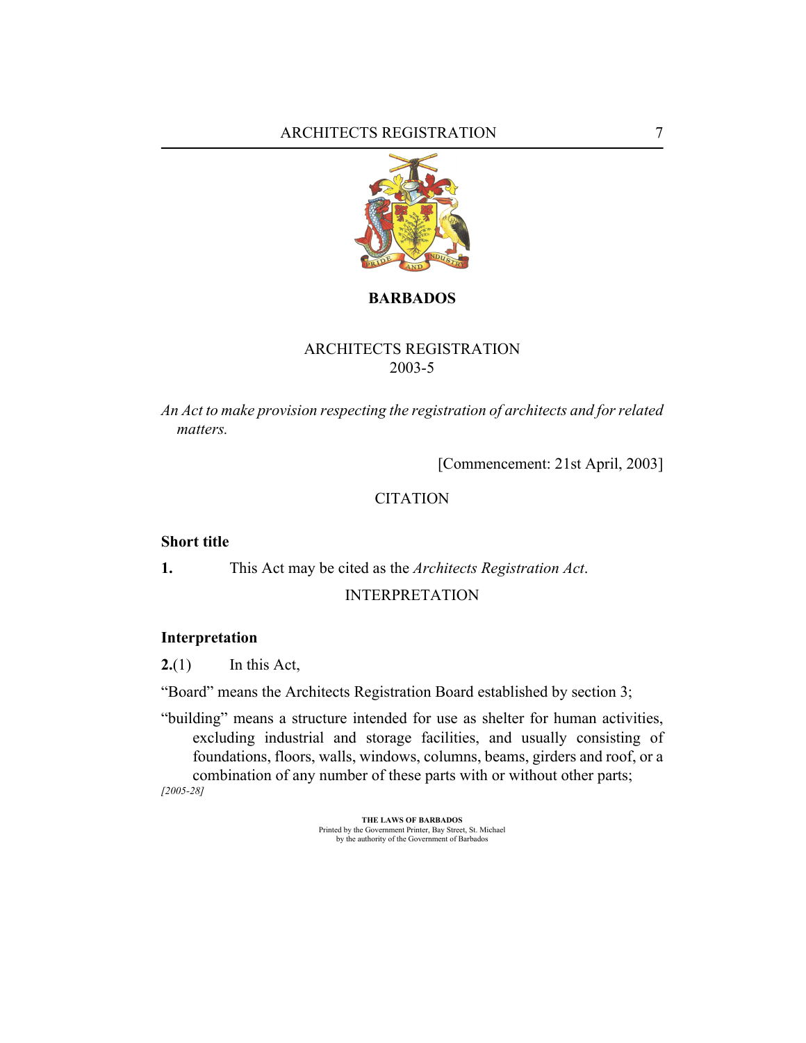# BARBADOS

## ARCHITECTS REGISTRATION
## 2003-5

*An Act to make provision respecting the registration of architects and for related matters.*

[Commencement: 21st April, 2003]

### CITATION

**Short title**

**1.** This Act may be cited as the *Architects Registration Act*.

### INTERPRETATION

**Interpretation**

**2.**(1) In this Act,

"Board" means the Architects Registration Board established by section 3;

"building" means a structure intended for use as shelter for human activities, excluding industrial and storage facilities, and usually consisting of foundations, floors, walls, windows, columns, beams, girders and roof, or a combination of any number of these parts with or without other parts;

*[2005-28]*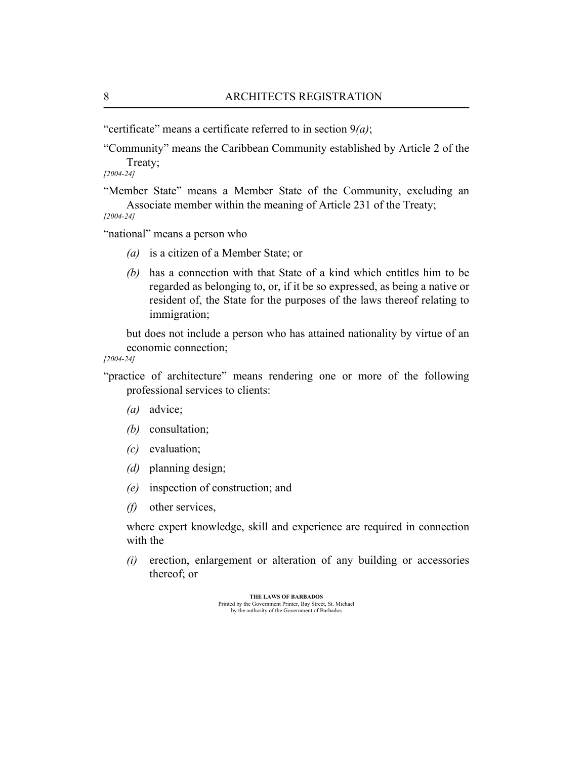"certificate" means a certificate referred to in section 9*(a)*;

"Community" means the Caribbean Community established by Article 2 of the Treaty;
*[2004-24]*

"Member State" means a Member State of the Community, excluding an Associate member within the meaning of Article 231 of the Treaty;
*[2004-24]*

"national" means a person who

- *(a)* is a citizen of a Member State; or
- *(b)* has a connection with that State of a kind which entitles him to be regarded as belonging to, or, if it be so expressed, as being a native or resident of, the State for the purposes of the laws thereof relating to immigration;

but does not include a person who has attained nationality by virtue of an economic connection;
*[2004-24]*

"practice of architecture" means rendering one or more of the following professional services to clients:

- *(a)* advice;
- *(b)* consultation;
- *(c)* evaluation;
- *(d)* planning design;
- *(e)* inspection of construction; and
- *(f)* other services,

where expert knowledge, skill and experience are required in connection with the

- *(i)* erection, enlargement or alteration of any building or accessories thereof; or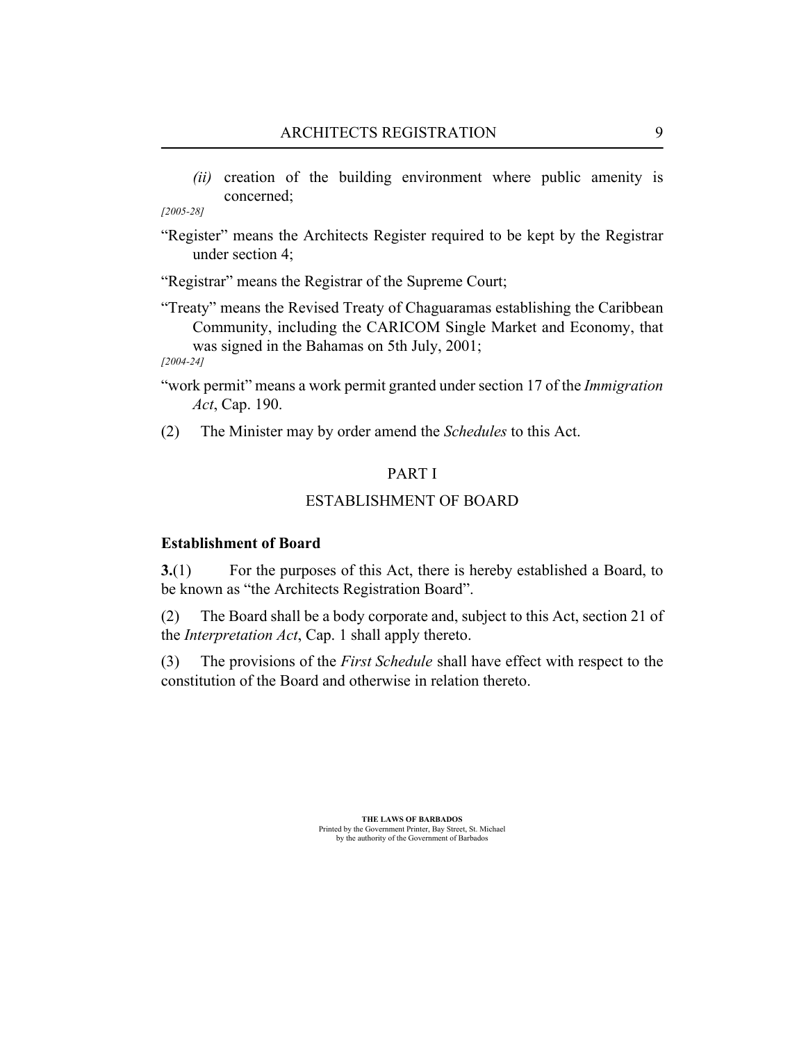*(ii)* creation of the building environment where public amenity is concerned;

*[2005-28]*

"Register" means the Architects Register required to be kept by the Registrar under section 4;

"Registrar" means the Registrar of the Supreme Court;

"Treaty" means the Revised Treaty of Chaguaramas establishing the Caribbean Community, including the CARICOM Single Market and Economy, that was signed in the Bahamas on 5th July, 2001;

*[2004-24]*

"work permit" means a work permit granted under section 17 of the *Immigration Act*, Cap. 190.

(2) The Minister may by order amend the *Schedules* to this Act.

## PART I

## ESTABLISHMENT OF BOARD

### Establishment of Board

**3.**(1) For the purposes of this Act, there is hereby established a Board, to be known as "the Architects Registration Board".

(2) The Board shall be a body corporate and, subject to this Act, section 21 of the *Interpretation Act*, Cap. 1 shall apply thereto.

(3) The provisions of the *First Schedule* shall have effect with respect to the constitution of the Board and otherwise in relation thereto.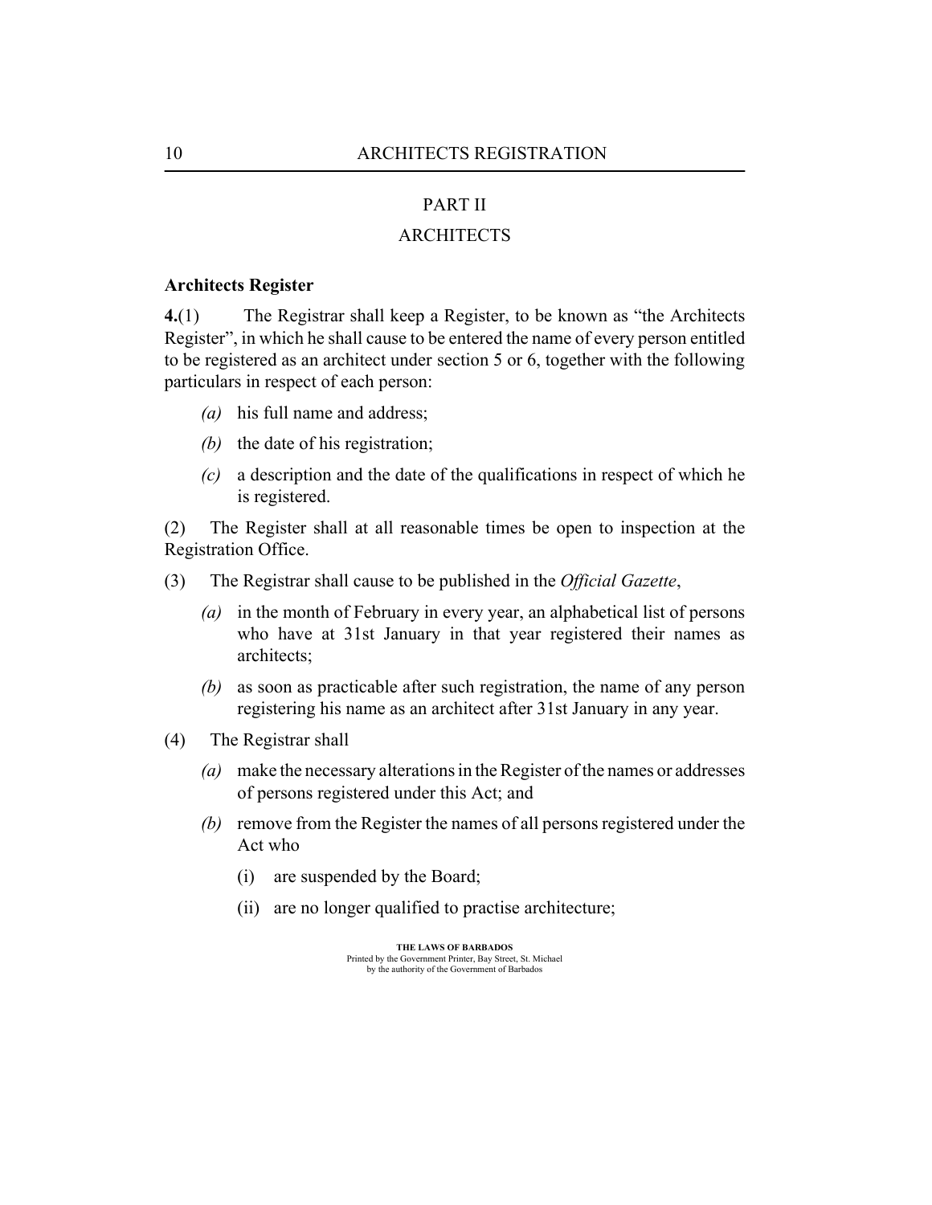## PART II

## ARCHITECTS

**Architects Register**

**4.**(1) The Registrar shall keep a Register, to be known as "the Architects Register", in which he shall cause to be entered the name of every person entitled to be registered as an architect under section 5 or 6, together with the following particulars in respect of each person:

- *(a)* his full name and address;
- *(b)* the date of his registration;
- *(c)* a description and the date of the qualifications in respect of which he is registered.

(2) The Register shall at all reasonable times be open to inspection at the Registration Office.

(3) The Registrar shall cause to be published in the *Official Gazette*,

- *(a)* in the month of February in every year, an alphabetical list of persons who have at 31st January in that year registered their names as architects;
- *(b)* as soon as practicable after such registration, the name of any person registering his name as an architect after 31st January in any year.

(4) The Registrar shall

- *(a)* make the necessary alterations in the Register of the names or addresses of persons registered under this Act; and
- *(b)* remove from the Register the names of all persons registered under the Act who
  - (i) are suspended by the Board;
  - (ii) are no longer qualified to practise architecture;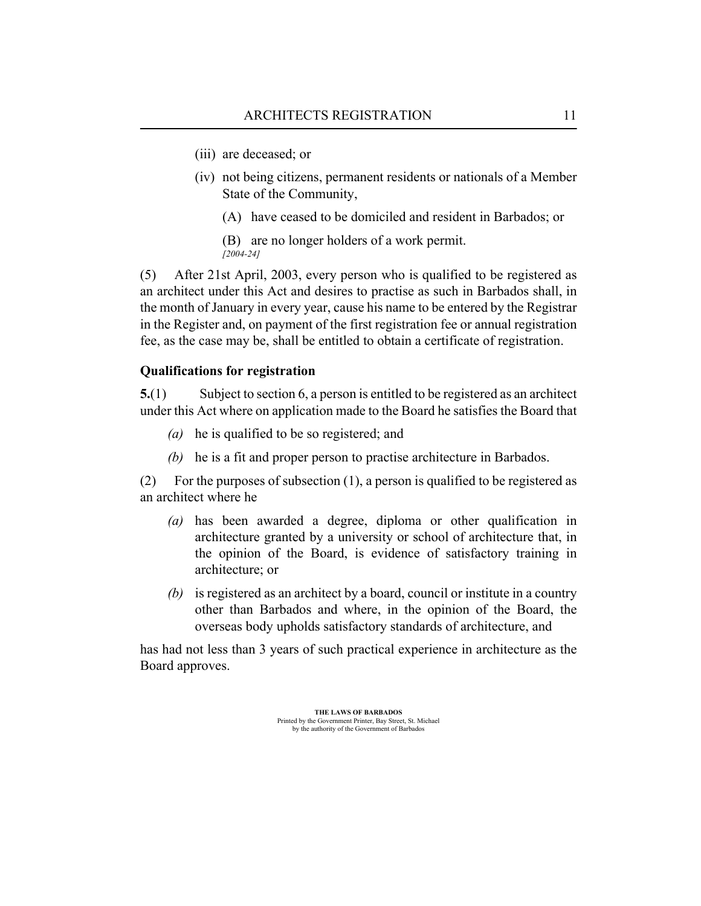(iii) are deceased; or

(iv) not being citizens, permanent residents or nationals of a Member State of the Community,

(A) have ceased to be domiciled and resident in Barbados; or

(B) are no longer holders of a work permit.
*[2004-24]*

(5) After 21st April, 2003, every person who is qualified to be registered as an architect under this Act and desires to practise as such in Barbados shall, in the month of January in every year, cause his name to be entered by the Registrar in the Register and, on payment of the first registration fee or annual registration fee, as the case may be, shall be entitled to obtain a certificate of registration.

### Qualifications for registration

**5.**(1) Subject to section 6, a person is entitled to be registered as an architect under this Act where on application made to the Board he satisfies the Board that

*(a)* he is qualified to be so registered; and

*(b)* he is a fit and proper person to practise architecture in Barbados.

(2) For the purposes of subsection (1), a person is qualified to be registered as an architect where he

*(a)* has been awarded a degree, diploma or other qualification in architecture granted by a university or school of architecture that, in the opinion of the Board, is evidence of satisfactory training in architecture; or

*(b)* is registered as an architect by a board, council or institute in a country other than Barbados and where, in the opinion of the Board, the overseas body upholds satisfactory standards of architecture, and

has had not less than 3 years of such practical experience in architecture as the Board approves.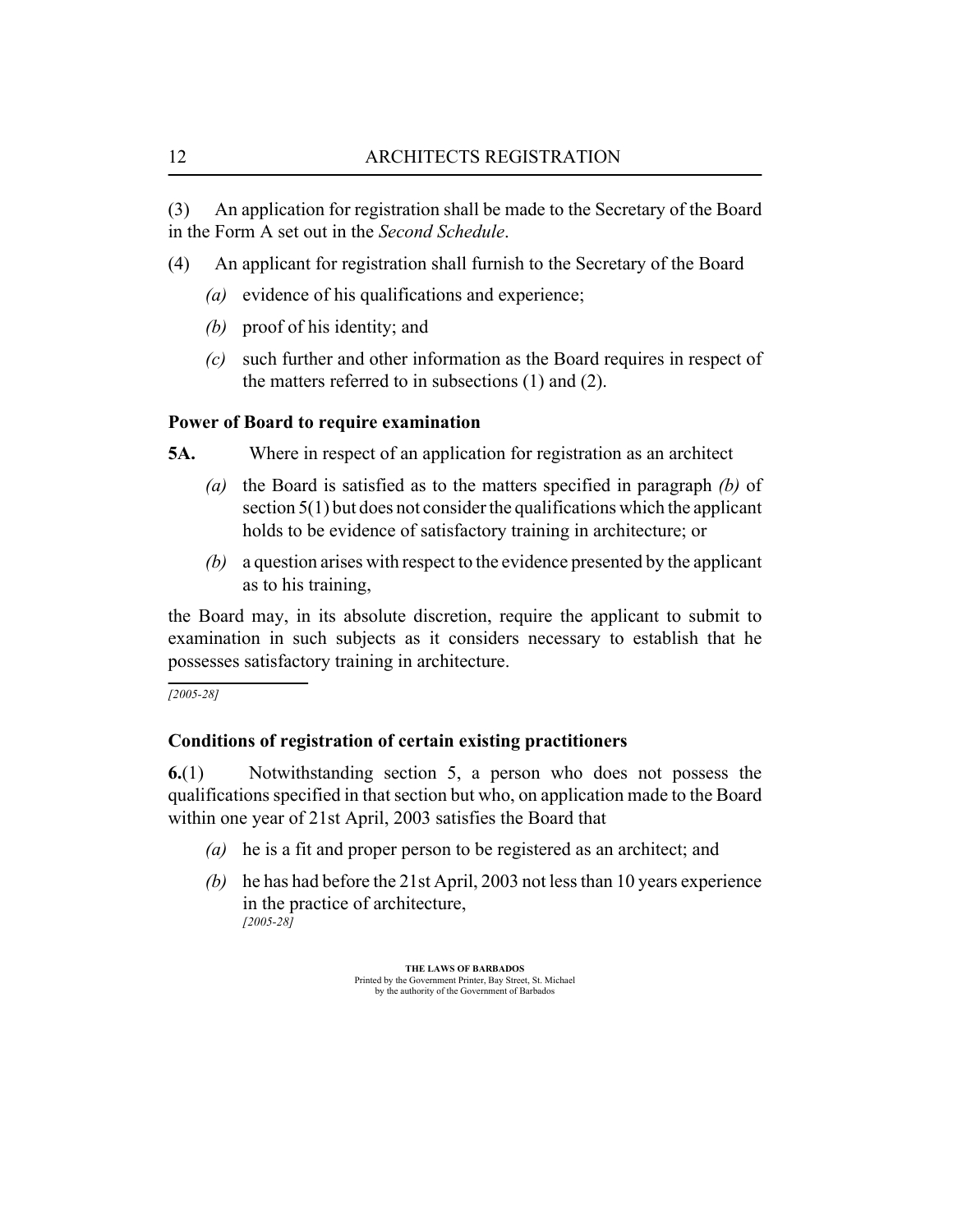(3) An application for registration shall be made to the Secretary of the Board in the Form A set out in the *Second Schedule*.

(4) An applicant for registration shall furnish to the Secretary of the Board

- *(a)* evidence of his qualifications and experience;
- *(b)* proof of his identity; and
- *(c)* such further and other information as the Board requires in respect of the matters referred to in subsections (1) and (2).

**Power of Board to require examination**

**5A.** Where in respect of an application for registration as an architect

- *(a)* the Board is satisfied as to the matters specified in paragraph *(b)* of section 5(1) but does not consider the qualifications which the applicant holds to be evidence of satisfactory training in architecture; or
- *(b)* a question arises with respect to the evidence presented by the applicant as to his training,

the Board may, in its absolute discretion, require the applicant to submit to examination in such subjects as it considers necessary to establish that he possesses satisfactory training in architecture.

*[2005-28]*

**Conditions of registration of certain existing practitioners**

**6.**(1) Notwithstanding section 5, a person who does not possess the qualifications specified in that section but who, on application made to the Board within one year of 21st April, 2003 satisfies the Board that

- *(a)* he is a fit and proper person to be registered as an architect; and
- *(b)* he has had before the 21st April, 2003 not less than 10 years experience in the practice of architecture,
  *[2005-28]*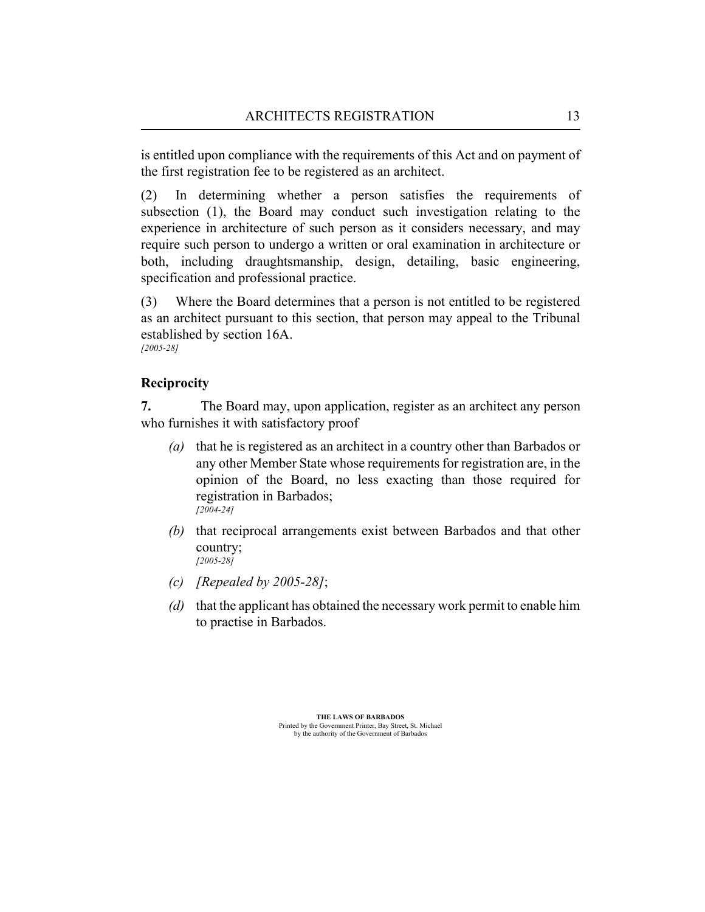is entitled upon compliance with the requirements of this Act and on payment of the first registration fee to be registered as an architect.

(2) In determining whether a person satisfies the requirements of subsection (1), the Board may conduct such investigation relating to the experience in architecture of such person as it considers necessary, and may require such person to undergo a written or oral examination in architecture or both, including draughtsmanship, design, detailing, basic engineering, specification and professional practice.

(3) Where the Board determines that a person is not entitled to be registered as an architect pursuant to this section, that person may appeal to the Tribunal established by section 16A.
*[2005-28]*

### Reciprocity

**7.** The Board may, upon application, register as an architect any person who furnishes it with satisfactory proof

- *(a)* that he is registered as an architect in a country other than Barbados or any other Member State whose requirements for registration are, in the opinion of the Board, no less exacting than those required for registration in Barbados;
*[2004-24]*
- *(b)* that reciprocal arrangements exist between Barbados and that other country;
*[2005-28]*
- *(c)* *[Repealed by 2005-28]*;
- *(d)* that the applicant has obtained the necessary work permit to enable him to practise in Barbados.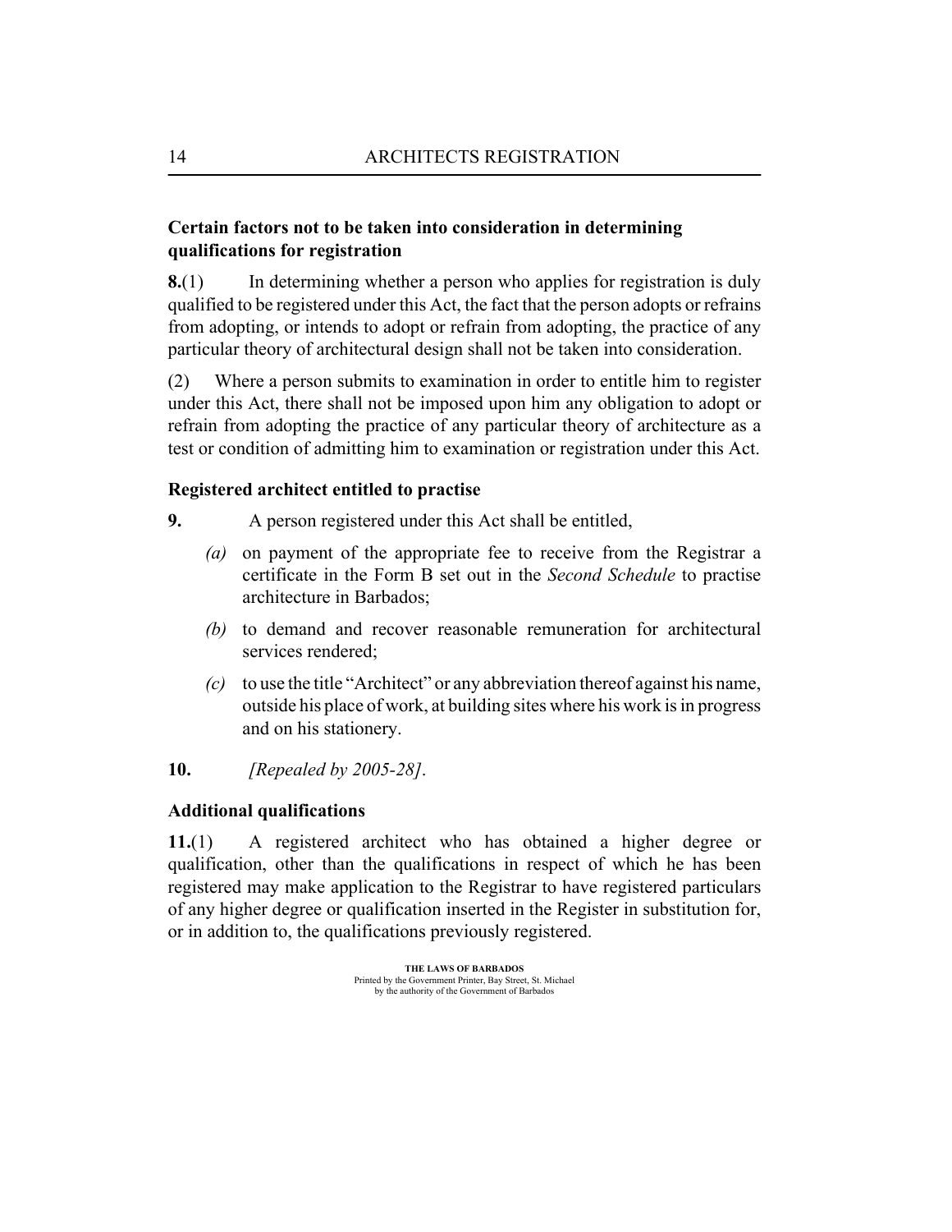**Certain factors not to be taken into consideration in determining qualifications for registration**

**8.**(1) In determining whether a person who applies for registration is duly qualified to be registered under this Act, the fact that the person adopts or refrains from adopting, or intends to adopt or refrain from adopting, the practice of any particular theory of architectural design shall not be taken into consideration.

(2) Where a person submits to examination in order to entitle him to register under this Act, there shall not be imposed upon him any obligation to adopt or refrain from adopting the practice of any particular theory of architecture as a test or condition of admitting him to examination or registration under this Act.

**Registered architect entitled to practise**

**9.** A person registered under this Act shall be entitled,

*(a)* on payment of the appropriate fee to receive from the Registrar a certificate in the Form B set out in the *Second Schedule* to practise architecture in Barbados;

*(b)* to demand and recover reasonable remuneration for architectural services rendered;

*(c)* to use the title "Architect" or any abbreviation thereof against his name, outside his place of work, at building sites where his work is in progress and on his stationery.

**10.** *[Repealed by 2005-28]*.

**Additional qualifications**

**11.**(1) A registered architect who has obtained a higher degree or qualification, other than the qualifications in respect of which he has been registered may make application to the Registrar to have registered particulars of any higher degree or qualification inserted in the Register in substitution for, or in addition to, the qualifications previously registered.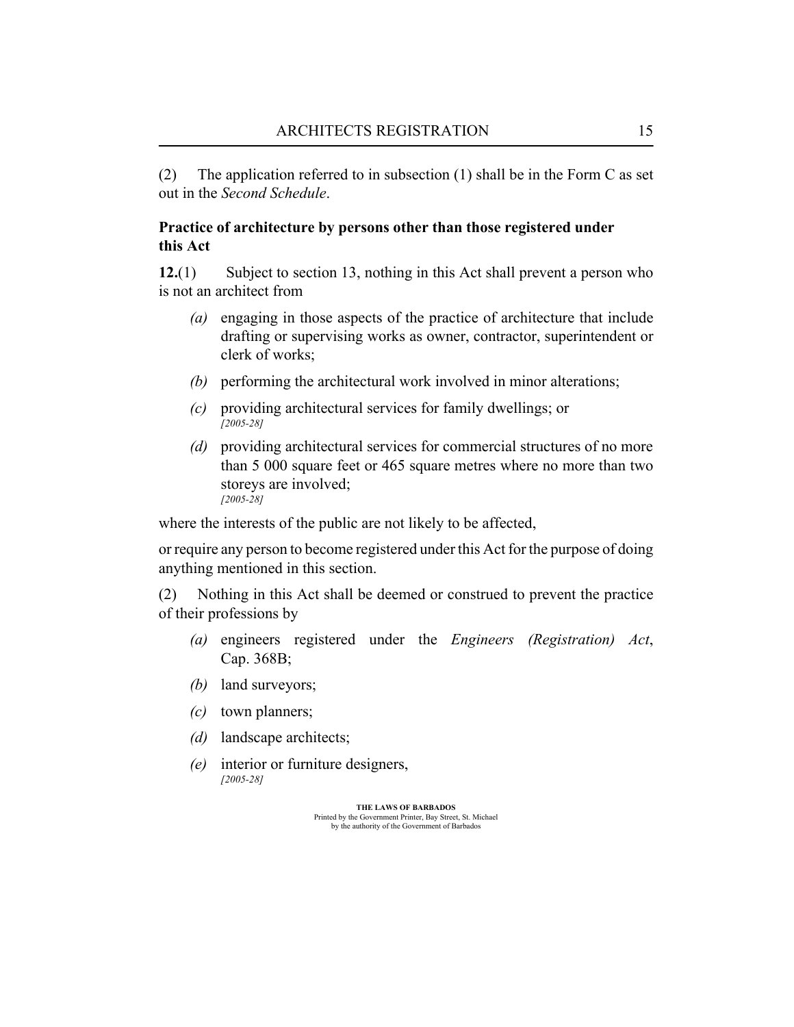(2) The application referred to in subsection (1) shall be in the Form C as set out in the *Second Schedule*.

**Practice of architecture by persons other than those registered under this Act**

**12.**(1) Subject to section 13, nothing in this Act shall prevent a person who is not an architect from

*(a)* engaging in those aspects of the practice of architecture that include drafting or supervising works as owner, contractor, superintendent or clerk of works;

*(b)* performing the architectural work involved in minor alterations;

*(c)* providing architectural services for family dwellings; or
*[2005-28]*

*(d)* providing architectural services for commercial structures of no more than 5 000 square feet or 465 square metres where no more than two storeys are involved;
*[2005-28]*

where the interests of the public are not likely to be affected,

or require any person to become registered under this Act for the purpose of doing anything mentioned in this section.

(2) Nothing in this Act shall be deemed or construed to prevent the practice of their professions by

*(a)* engineers registered under the *Engineers (Registration) Act*, Cap. 368B;

*(b)* land surveyors;

*(c)* town planners;

*(d)* landscape architects;

*(e)* interior or furniture designers,
*[2005-28]*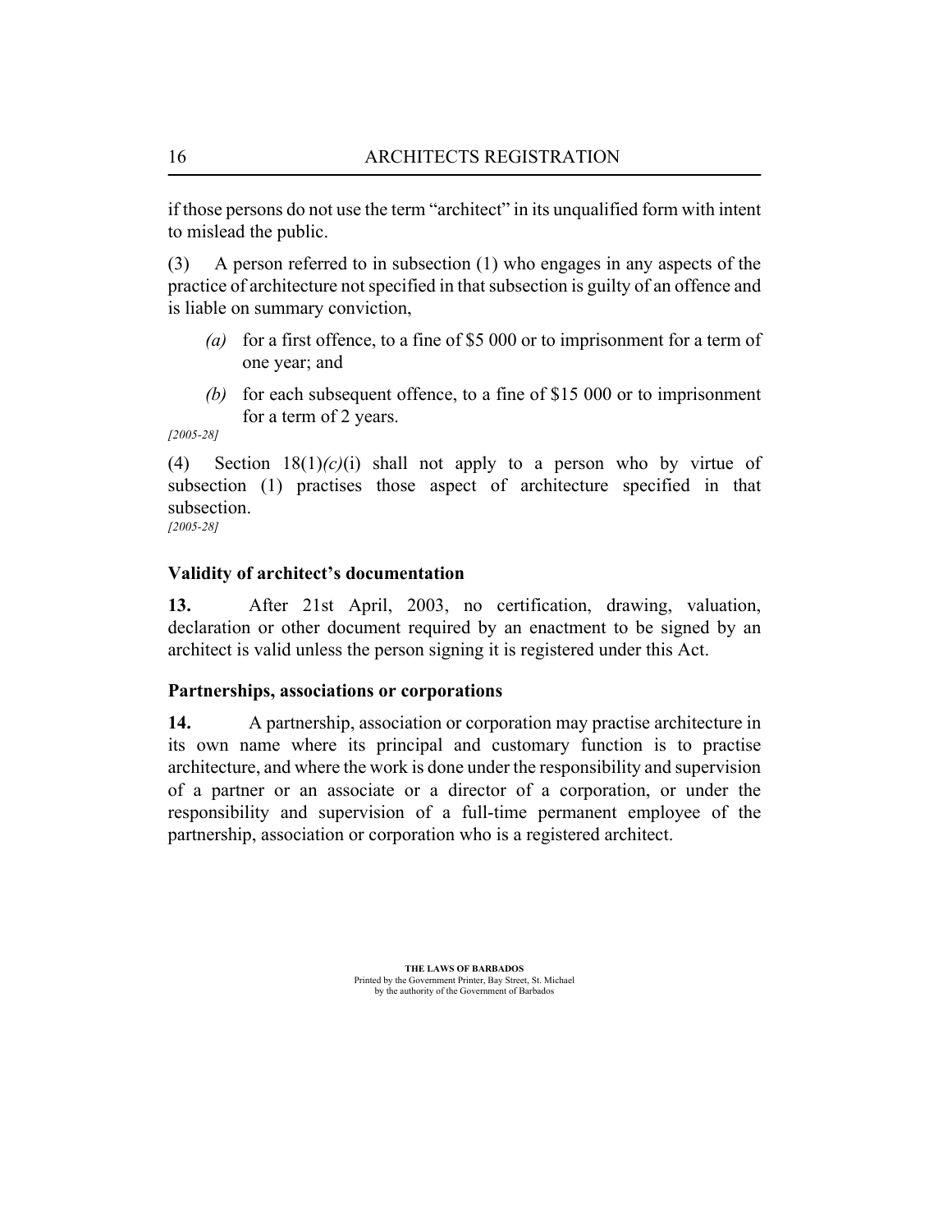if those persons do not use the term "architect" in its unqualified form with intent to mislead the public.

(3) A person referred to in subsection (1) who engages in any aspects of the practice of architecture not specified in that subsection is guilty of an offence and is liable on summary conviction,

- *(a)* for a first offence, to a fine of $5 000 or to imprisonment for a term of one year; and
- *(b)* for each subsequent offence, to a fine of $15 000 or to imprisonment for a term of 2 years.

*[2005-28]*

(4) Section 18(1)*(c)*(i) shall not apply to a person who by virtue of subsection (1) practises those aspect of architecture specified in that subsection.

*[2005-28]*

### Validity of architect's documentation

**13.** After 21st April, 2003, no certification, drawing, valuation, declaration or other document required by an enactment to be signed by an architect is valid unless the person signing it is registered under this Act.

### Partnerships, associations or corporations

**14.** A partnership, association or corporation may practise architecture in its own name where its principal and customary function is to practise architecture, and where the work is done under the responsibility and supervision of a partner or an associate or a director of a corporation, or under the responsibility and supervision of a full-time permanent employee of the partnership, association or corporation who is a registered architect.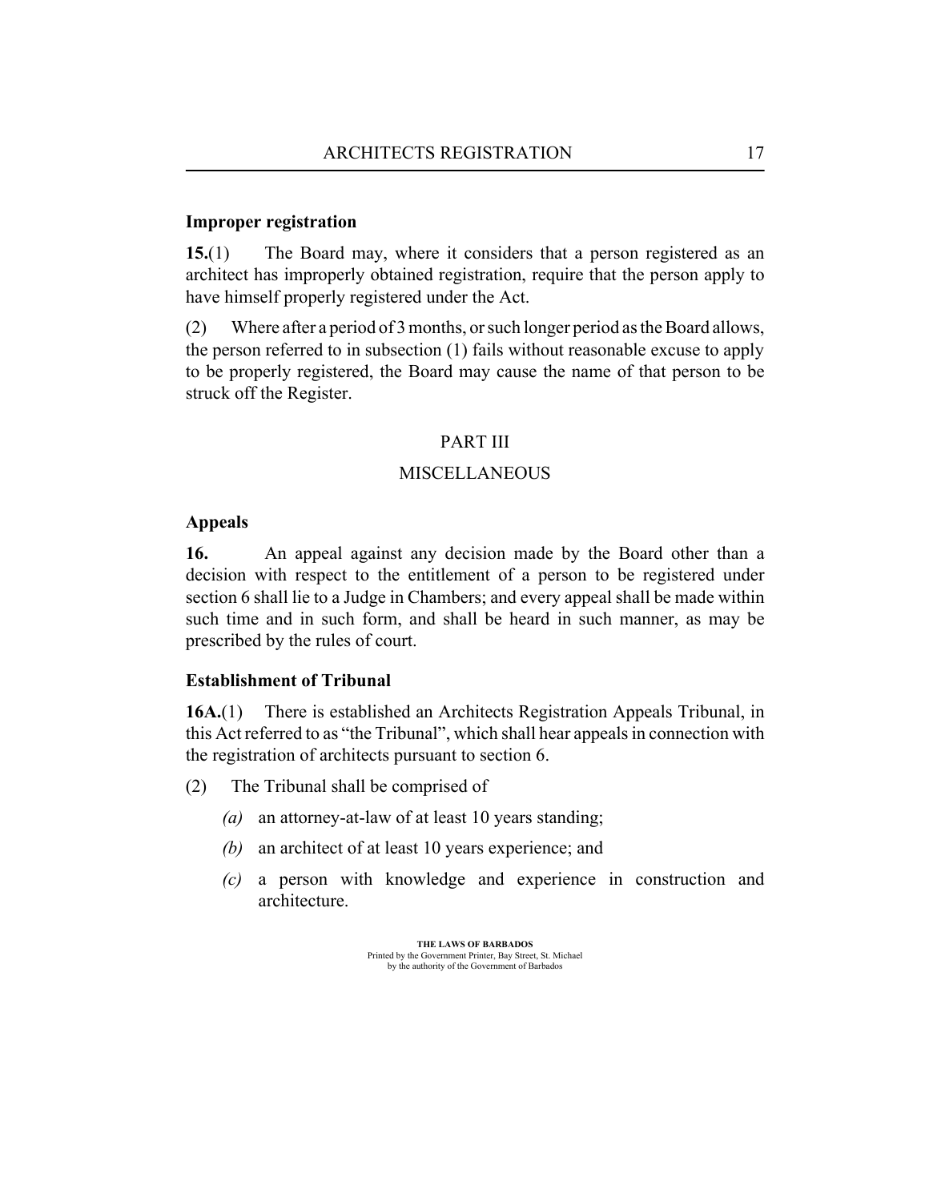**Improper registration**

**15.**(1) The Board may, where it considers that a person registered as an architect has improperly obtained registration, require that the person apply to have himself properly registered under the Act.

(2) Where after a period of 3 months, or such longer period as the Board allows, the person referred to in subsection (1) fails without reasonable excuse to apply to be properly registered, the Board may cause the name of that person to be struck off the Register.

## PART III

## MISCELLANEOUS

**Appeals**

**16.** An appeal against any decision made by the Board other than a decision with respect to the entitlement of a person to be registered under section 6 shall lie to a Judge in Chambers; and every appeal shall be made within such time and in such form, and shall be heard in such manner, as may be prescribed by the rules of court.

**Establishment of Tribunal**

**16A.**(1) There is established an Architects Registration Appeals Tribunal, in this Act referred to as "the Tribunal", which shall hear appeals in connection with the registration of architects pursuant to section 6.

(2) The Tribunal shall be comprised of

- *(a)* an attorney-at-law of at least 10 years standing;
- *(b)* an architect of at least 10 years experience; and
- *(c)* a person with knowledge and experience in construction and architecture.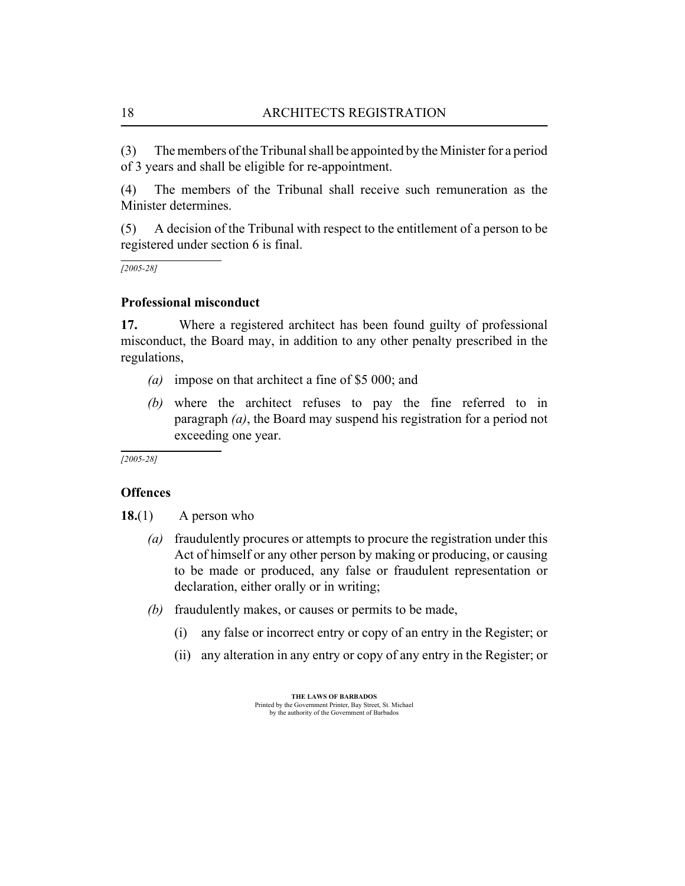(3) The members of the Tribunal shall be appointed by the Minister for a period of 3 years and shall be eligible for re-appointment.

(4) The members of the Tribunal shall receive such remuneration as the Minister determines.

(5) A decision of the Tribunal with respect to the entitlement of a person to be registered under section 6 is final.

*[2005-28]*

**Professional misconduct**

**17.** Where a registered architect has been found guilty of professional misconduct, the Board may, in addition to any other penalty prescribed in the regulations,

- *(a)* impose on that architect a fine of $5 000; and
- *(b)* where the architect refuses to pay the fine referred to in paragraph *(a)*, the Board may suspend his registration for a period not exceeding one year.

*[2005-28]*

**Offences**

**18.**(1) A person who

- *(a)* fraudulently procures or attempts to procure the registration under this Act of himself or any other person by making or producing, or causing to be made or produced, any false or fraudulent representation or declaration, either orally or in writing;
- *(b)* fraudulently makes, or causes or permits to be made,
  - (i) any false or incorrect entry or copy of an entry in the Register; or
  - (ii) any alteration in any entry or copy of any entry in the Register; or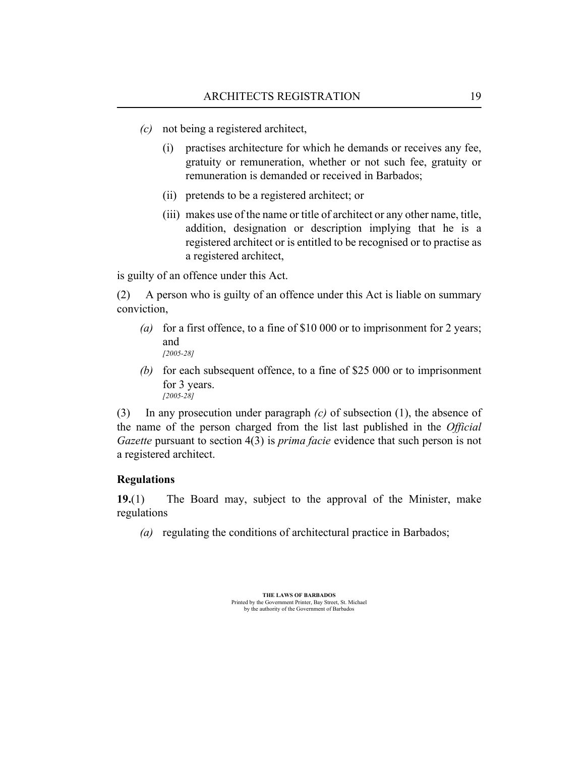*(c)* not being a registered architect,

(i) practises architecture for which he demands or receives any fee, gratuity or remuneration, whether or not such fee, gratuity or remuneration is demanded or received in Barbados;

(ii) pretends to be a registered architect; or

(iii) makes use of the name or title of architect or any other name, title, addition, designation or description implying that he is a registered architect or is entitled to be recognised or to practise as a registered architect,

is guilty of an offence under this Act.

(2) A person who is guilty of an offence under this Act is liable on summary conviction,

*(a)* for a first offence, to a fine of $10 000 or to imprisonment for 2 years; and
*[2005-28]*

*(b)* for each subsequent offence, to a fine of $25 000 or to imprisonment for 3 years.
*[2005-28]*

(3) In any prosecution under paragraph *(c)* of subsection (1), the absence of the name of the person charged from the list last published in the *Official Gazette* pursuant to section 4(3) is *prima facie* evidence that such person is not a registered architect.

**Regulations**

**19.**(1) The Board may, subject to the approval of the Minister, make regulations

*(a)* regulating the conditions of architectural practice in Barbados;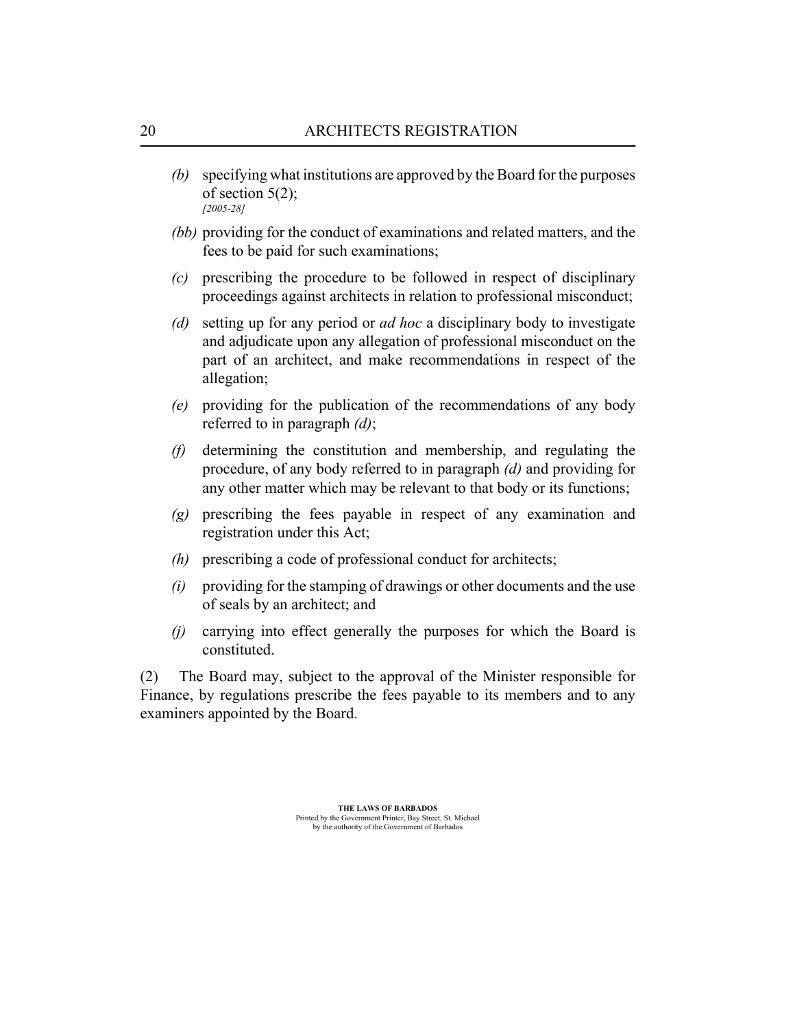- *(b)* specifying what institutions are approved by the Board for the purposes of section 5(2);
  *[2005-28]*
- *(bb)* providing for the conduct of examinations and related matters, and the fees to be paid for such examinations;
- *(c)* prescribing the procedure to be followed in respect of disciplinary proceedings against architects in relation to professional misconduct;
- *(d)* setting up for any period or *ad hoc* a disciplinary body to investigate and adjudicate upon any allegation of professional misconduct on the part of an architect, and make recommendations in respect of the allegation;
- *(e)* providing for the publication of the recommendations of any body referred to in paragraph *(d)*;
- *(f)* determining the constitution and membership, and regulating the procedure, of any body referred to in paragraph *(d)* and providing for any other matter which may be relevant to that body or its functions;
- *(g)* prescribing the fees payable in respect of any examination and registration under this Act;
- *(h)* prescribing a code of professional conduct for architects;
- *(i)* providing for the stamping of drawings or other documents and the use of seals by an architect; and
- *(j)* carrying into effect generally the purposes for which the Board is constituted.

(2) The Board may, subject to the approval of the Minister responsible for Finance, by regulations prescribe the fees payable to its members and to any examiners appointed by the Board.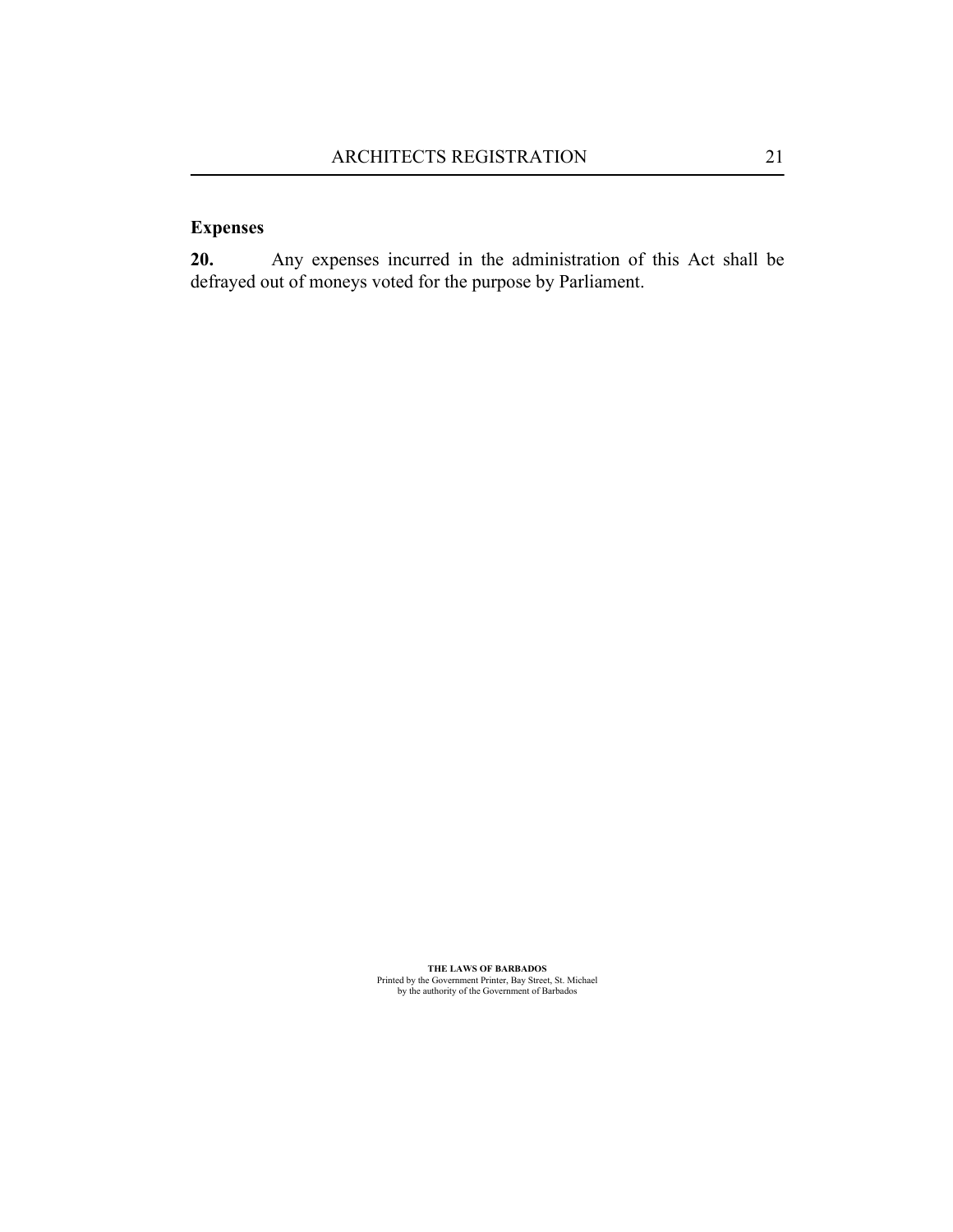**Expenses**

**20.** Any expenses incurred in the administration of this Act shall be defrayed out of moneys voted for the purpose by Parliament.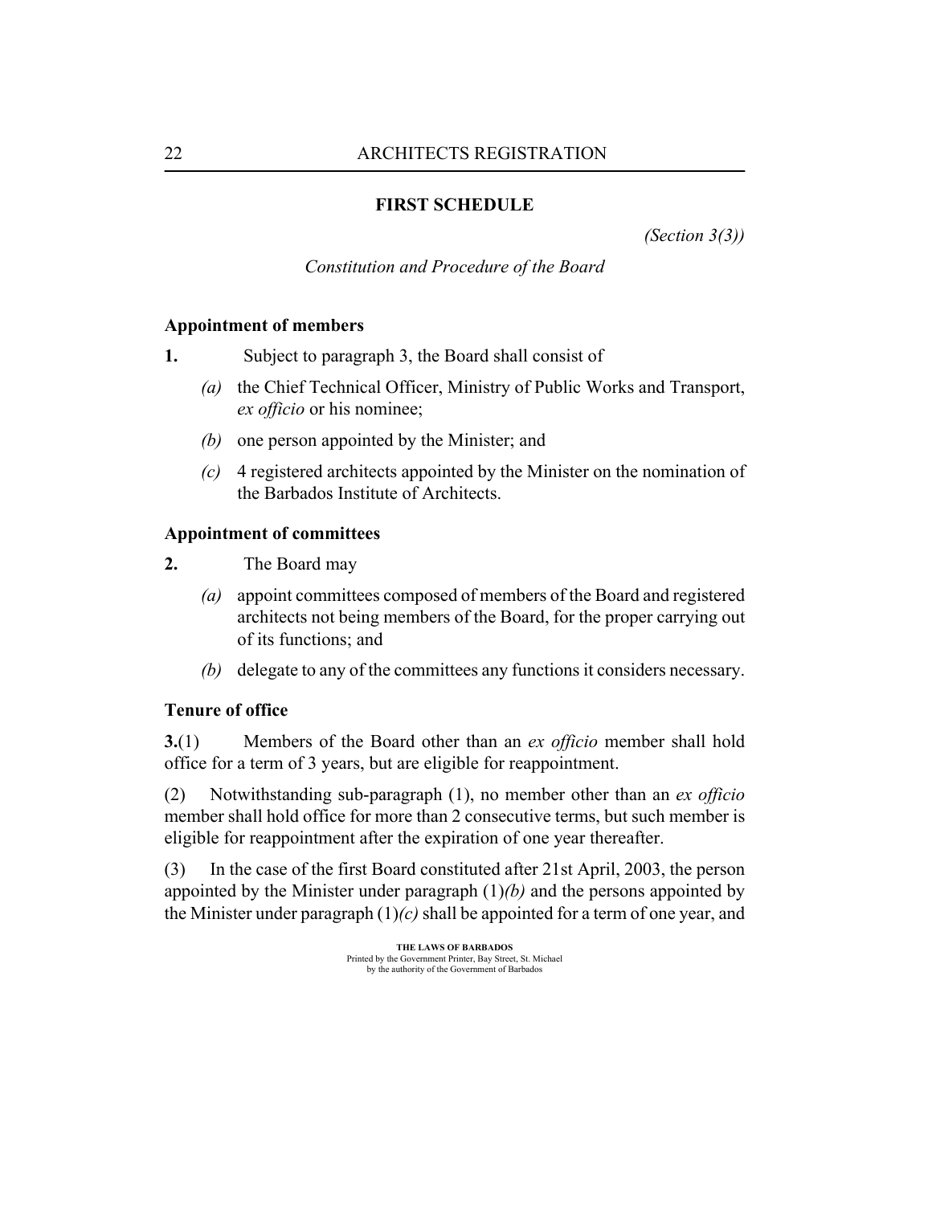## FIRST SCHEDULE

*(Section 3(3))*

*Constitution and Procedure of the Board*

**Appointment of members**

**1.** Subject to paragraph 3, the Board shall consist of

- *(a)* the Chief Technical Officer, Ministry of Public Works and Transport, *ex officio* or his nominee;
- *(b)* one person appointed by the Minister; and
- *(c)* 4 registered architects appointed by the Minister on the nomination of the Barbados Institute of Architects.

**Appointment of committees**

**2.** The Board may

- *(a)* appoint committees composed of members of the Board and registered architects not being members of the Board, for the proper carrying out of its functions; and
- *(b)* delegate to any of the committees any functions it considers necessary.

**Tenure of office**

**3.**(1) Members of the Board other than an *ex officio* member shall hold office for a term of 3 years, but are eligible for reappointment.

(2) Notwithstanding sub-paragraph (1), no member other than an *ex officio* member shall hold office for more than 2 consecutive terms, but such member is eligible for reappointment after the expiration of one year thereafter.

(3) In the case of the first Board constituted after 21st April, 2003, the person appointed by the Minister under paragraph (1)*(b)* and the persons appointed by the Minister under paragraph (1)*(c)* shall be appointed for a term of one year, and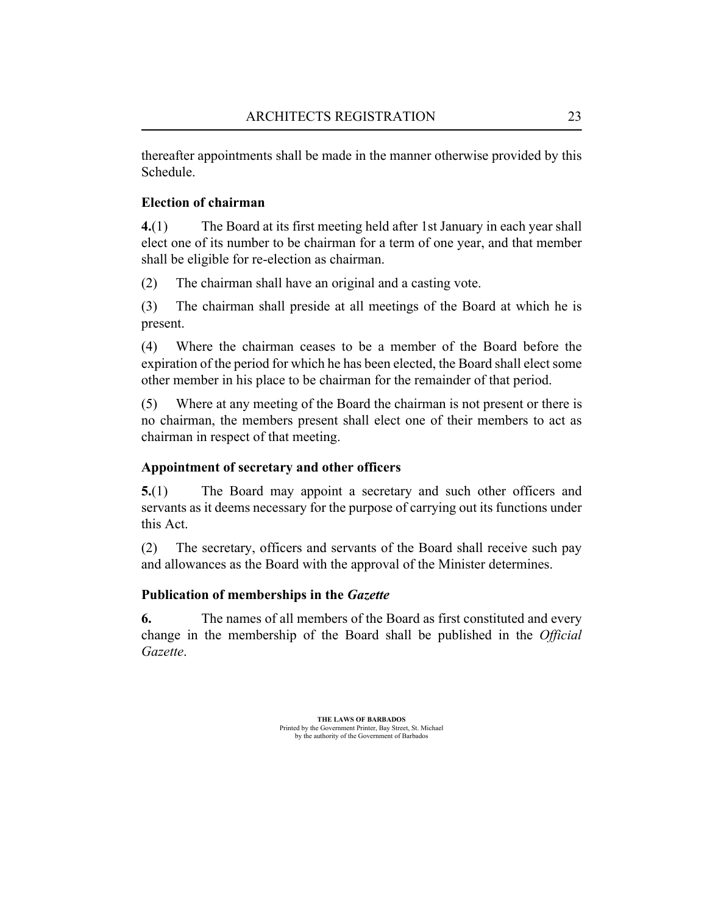thereafter appointments shall be made in the manner otherwise provided by this Schedule.

**Election of chairman**

**4.**(1) The Board at its first meeting held after 1st January in each year shall elect one of its number to be chairman for a term of one year, and that member shall be eligible for re-election as chairman.

(2) The chairman shall have an original and a casting vote.

(3) The chairman shall preside at all meetings of the Board at which he is present.

(4) Where the chairman ceases to be a member of the Board before the expiration of the period for which he has been elected, the Board shall elect some other member in his place to be chairman for the remainder of that period.

(5) Where at any meeting of the Board the chairman is not present or there is no chairman, the members present shall elect one of their members to act as chairman in respect of that meeting.

**Appointment of secretary and other officers**

**5.**(1) The Board may appoint a secretary and such other officers and servants as it deems necessary for the purpose of carrying out its functions under this Act.

(2) The secretary, officers and servants of the Board shall receive such pay and allowances as the Board with the approval of the Minister determines.

**Publication of memberships in the *Gazette***

**6.** The names of all members of the Board as first constituted and every change in the membership of the Board shall be published in the *Official Gazette*.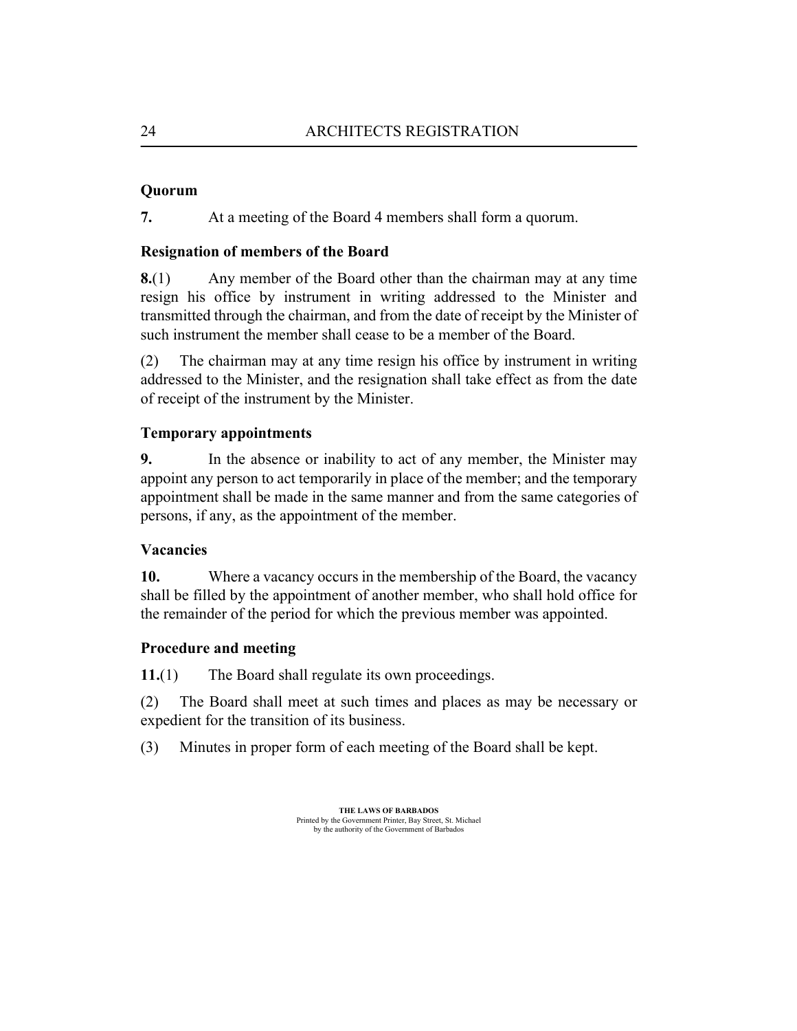**Quorum**

**7.** At a meeting of the Board 4 members shall form a quorum.

**Resignation of members of the Board**

**8.**(1) Any member of the Board other than the chairman may at any time resign his office by instrument in writing addressed to the Minister and transmitted through the chairman, and from the date of receipt by the Minister of such instrument the member shall cease to be a member of the Board.

(2) The chairman may at any time resign his office by instrument in writing addressed to the Minister, and the resignation shall take effect as from the date of receipt of the instrument by the Minister.

**Temporary appointments**

**9.** In the absence or inability to act of any member, the Minister may appoint any person to act temporarily in place of the member; and the temporary appointment shall be made in the same manner and from the same categories of persons, if any, as the appointment of the member.

**Vacancies**

**10.** Where a vacancy occurs in the membership of the Board, the vacancy shall be filled by the appointment of another member, who shall hold office for the remainder of the period for which the previous member was appointed.

**Procedure and meeting**

**11.**(1) The Board shall regulate its own proceedings.

(2) The Board shall meet at such times and places as may be necessary or expedient for the transition of its business.

(3) Minutes in proper form of each meeting of the Board shall be kept.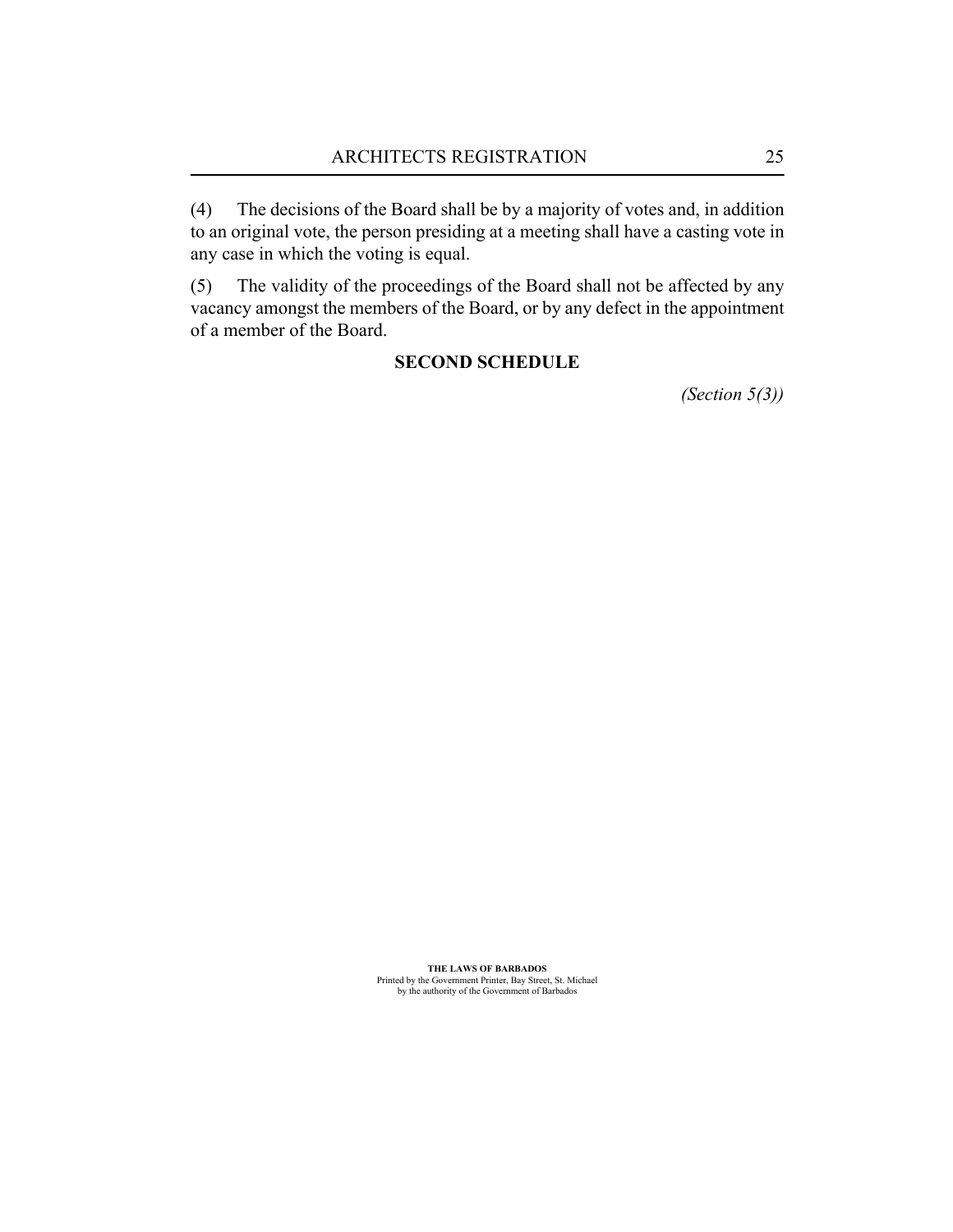(4) The decisions of the Board shall be by a majority of votes and, in addition to an original vote, the person presiding at a meeting shall have a casting vote in any case in which the voting is equal.

(5) The validity of the proceedings of the Board shall not be affected by any vacancy amongst the members of the Board, or by any defect in the appointment of a member of the Board.

## SECOND SCHEDULE

*(Section 5(3))*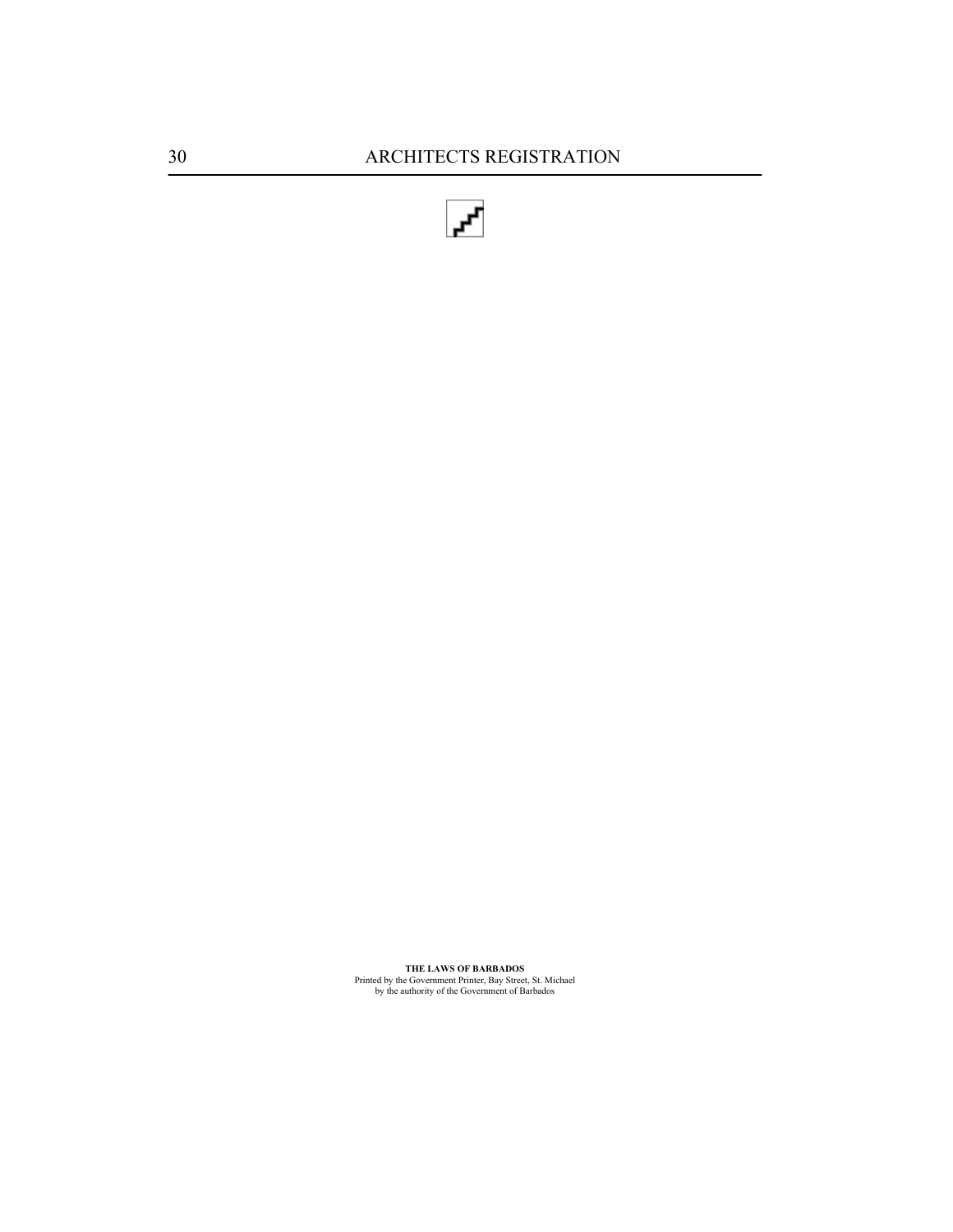**THE LAWS OF BARBADOS**
Printed by the Government Printer, Bay Street, St. Michael
by the authority of the Government of Barbados